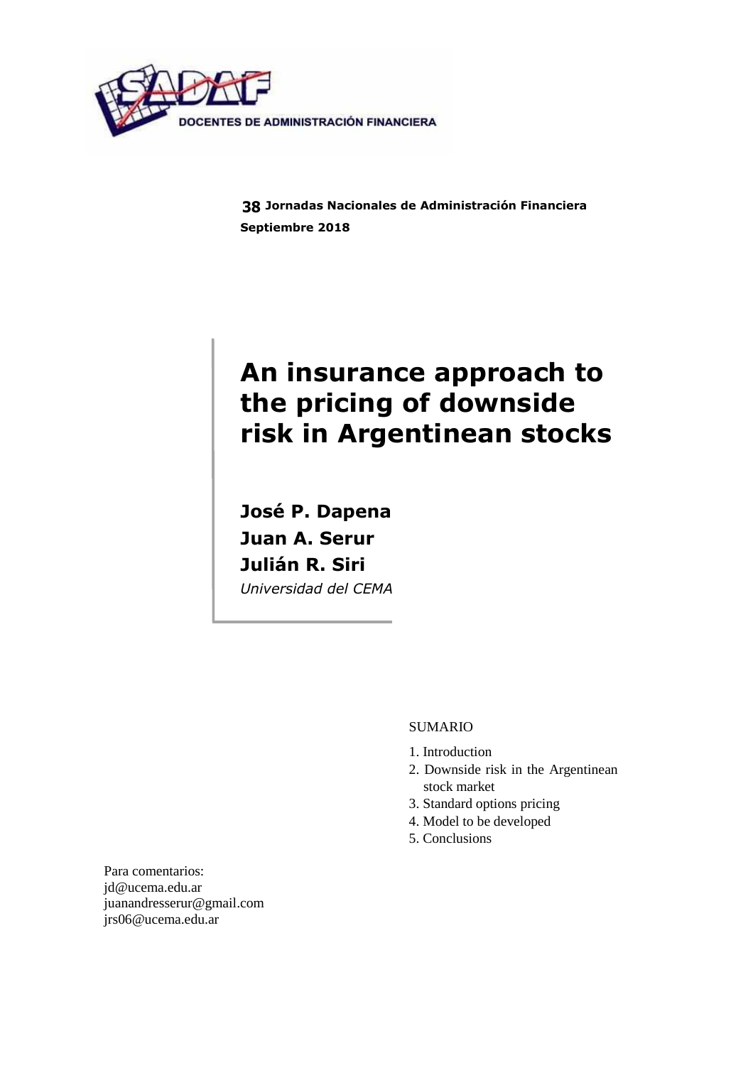DOCENTES DE ADMINISTRACIÓN FINANCIERA

**38 Jornadas Nacionales de Administración Financiera**
**Septiembre 2018**

# An insurance approach to the pricing of downside risk in Argentinean stocks

**José P. Dapena**
**Juan A. Serur**
**Julián R. Siri**
*Universidad del CEMA*

SUMARIO

1. Introduction
2. Downside risk in the Argentinean stock market
3. Standard options pricing
4. Model to be developed
5. Conclusions

Para comentarios:
jd@ucema.edu.ar
juanandresserur@gmail.com
jrs06@ucema.edu.ar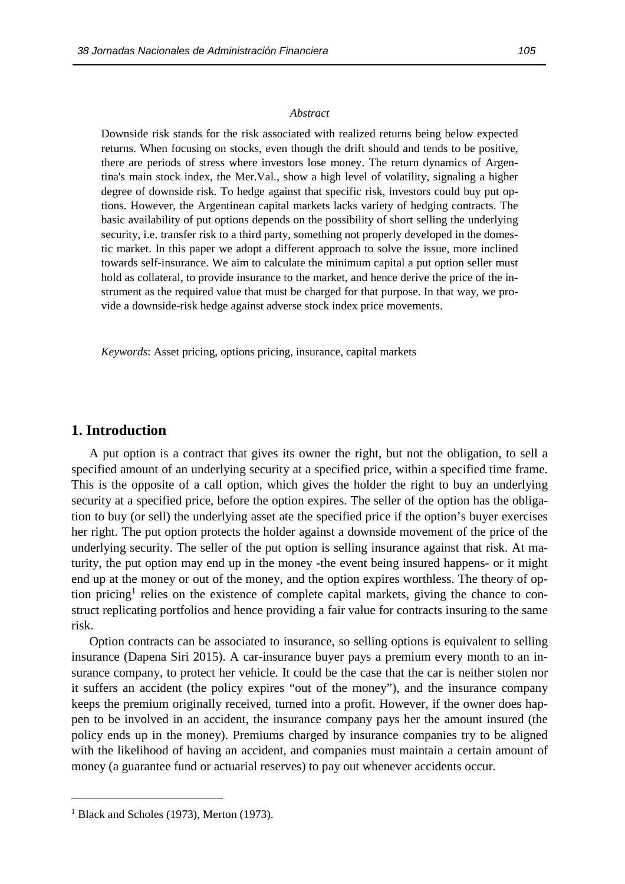*Abstract*

Downside risk stands for the risk associated with realized returns being below expected returns. When focusing on stocks, even though the drift should and tends to be positive, there are periods of stress where investors lose money. The return dynamics of Argentina's main stock index, the Mer.Val., show a high level of volatility, signaling a higher degree of downside risk. To hedge against that specific risk, investors could buy put options. However, the Argentinean capital markets lacks variety of hedging contracts. The basic availability of put options depends on the possibility of short selling the underlying security, i.e. transfer risk to a third party, something not properly developed in the domestic market. In this paper we adopt a different approach to solve the issue, more inclined towards self-insurance. We aim to calculate the minimum capital a put option seller must hold as collateral, to provide insurance to the market, and hence derive the price of the instrument as the required value that must be charged for that purpose. In that way, we provide a downside-risk hedge against adverse stock index price movements.

*Keywords*: Asset pricing, options pricing, insurance, capital markets

## 1. Introduction

A put option is a contract that gives its owner the right, but not the obligation, to sell a specified amount of an underlying security at a specified price, within a specified time frame. This is the opposite of a call option, which gives the holder the right to buy an underlying security at a specified price, before the option expires. The seller of the option has the obligation to buy (or sell) the underlying asset ate the specified price if the option's buyer exercises her right. The put option protects the holder against a downside movement of the price of the underlying security. The seller of the put option is selling insurance against that risk. At maturity, the put option may end up in the money -the event being insured happens- or it might end up at the money or out of the money, and the option expires worthless. The theory of option pricing[1] relies on the existence of complete capital markets, giving the chance to construct replicating portfolios and hence providing a fair value for contracts insuring to the same risk.

Option contracts can be associated to insurance, so selling options is equivalent to selling insurance (Dapena Siri 2015). A car-insurance buyer pays a premium every month to an insurance company, to protect her vehicle. It could be the case that the car is neither stolen nor it suffers an accident (the policy expires "out of the money"), and the insurance company keeps the premium originally received, turned into a profit. However, if the owner does happen to be involved in an accident, the insurance company pays her the amount insured (the policy ends up in the money). Premiums charged by insurance companies try to be aligned with the likelihood of having an accident, and companies must maintain a certain amount of money (a guarantee fund or actuarial reserves) to pay out whenever accidents occur.

[1] Black and Scholes (1973), Merton (1973).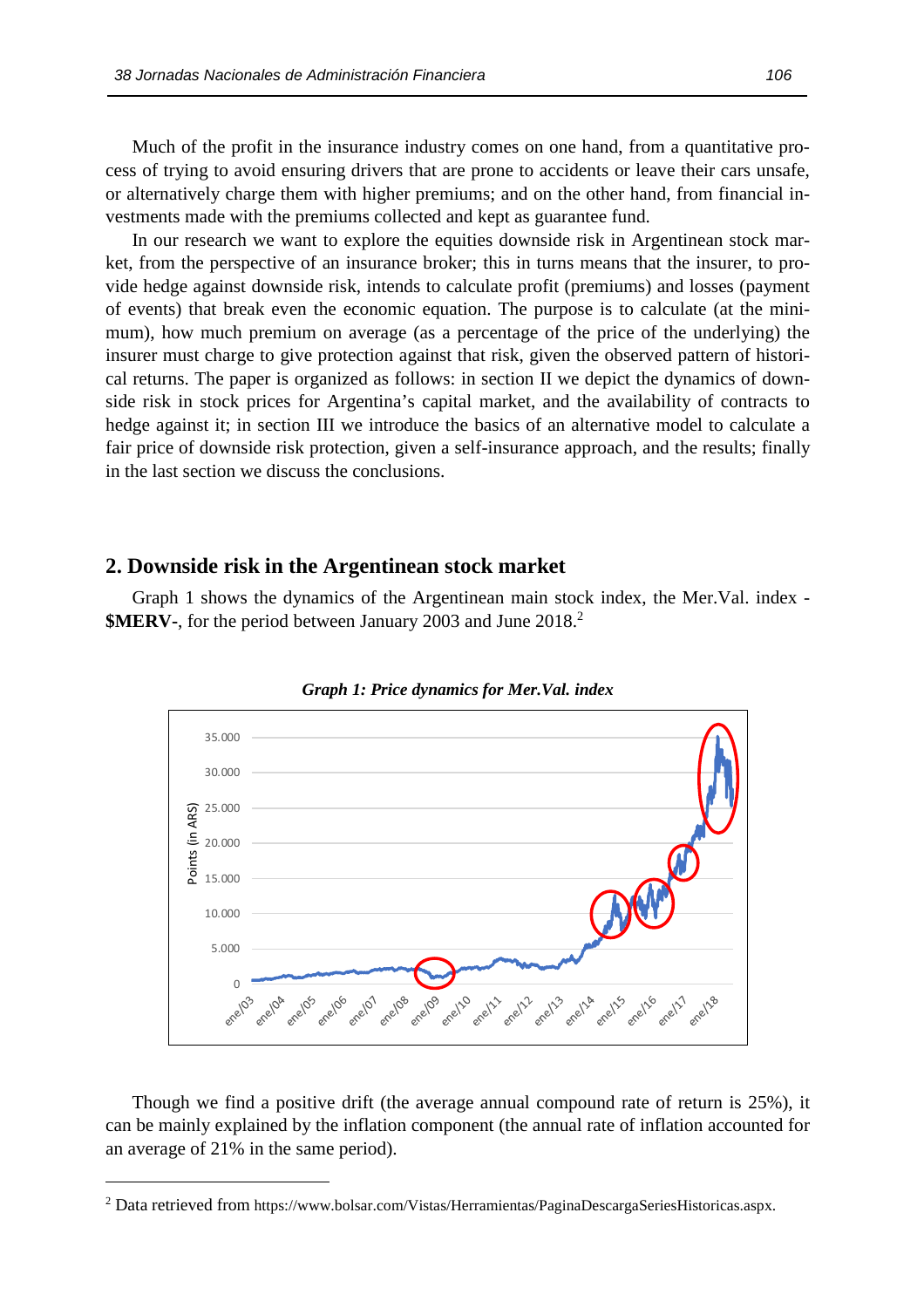Much of the profit in the insurance industry comes on one hand, from a quantitative process of trying to avoid ensuring drivers that are prone to accidents or leave their cars unsafe, or alternatively charge them with higher premiums; and on the other hand, from financial investments made with the premiums collected and kept as guarantee fund.

In our research we want to explore the equities downside risk in Argentinean stock market, from the perspective of an insurance broker; this in turns means that the insurer, to provide hedge against downside risk, intends to calculate profit (premiums) and losses (payment of events) that break even the economic equation. The purpose is to calculate (at the minimum), how much premium on average (as a percentage of the price of the underlying) the insurer must charge to give protection against that risk, given the observed pattern of historical returns. The paper is organized as follows: in section II we depict the dynamics of downside risk in stock prices for Argentina's capital market, and the availability of contracts to hedge against it; in section III we introduce the basics of an alternative model to calculate a fair price of downside risk protection, given a self-insurance approach, and the results; finally in the last section we discuss the conclusions.

## 2. Downside risk in the Argentinean stock market

Graph 1 shows the dynamics of the Argentinean main stock index, the Mer.Val. index - **$MERV-**, for the period between January 2003 and June 2018.[2]

***Graph 1: Price dynamics for Mer.Val. index***

Though we find a positive drift (the average annual compound rate of return is 25%), it can be mainly explained by the inflation component (the annual rate of inflation accounted for an average of 21% in the same period).

[2] Data retrieved from https://www.bolsar.com/Vistas/Herramientas/PaginaDescargaSeriesHistoricas.aspx.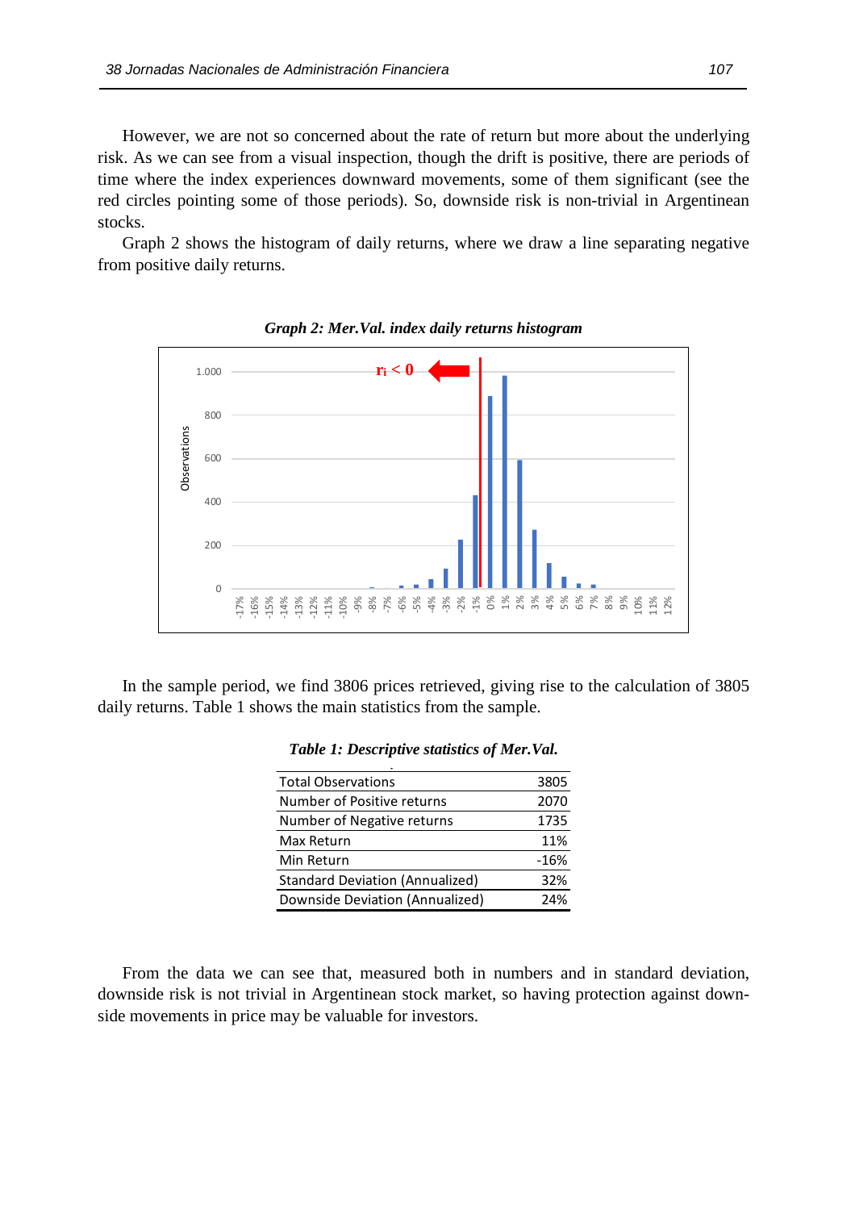However, we are not so concerned about the rate of return but more about the underlying risk. As we can see from a visual inspection, though the drift is positive, there are periods of time where the index experiences downward movements, some of them significant (see the red circles pointing some of those periods). So, downside risk is non-trivial in Argentinean stocks.

Graph 2 shows the histogram of daily returns, where we draw a line separating negative from positive daily returns.

***Graph 2: Mer.Val. index daily returns histogram***

In the sample period, we find 3806 prices retrieved, giving rise to the calculation of 3805 daily returns. Table 1 shows the main statistics from the sample.

***Table 1: Descriptive statistics of Mer.Val.***

| | |
|---|---|
| Total Observations | 3805 |
| Number of Positive returns | 2070 |
| Number of Negative returns | 1735 |
| Max Return | 11% |
| Min Return | -16% |
| Standard Deviation (Annualized) | 32% |
| Downside Deviation (Annualized) | 24% |

From the data we can see that, measured both in numbers and in standard deviation, downside risk is not trivial in Argentinean stock market, so having protection against downside movements in price may be valuable for investors.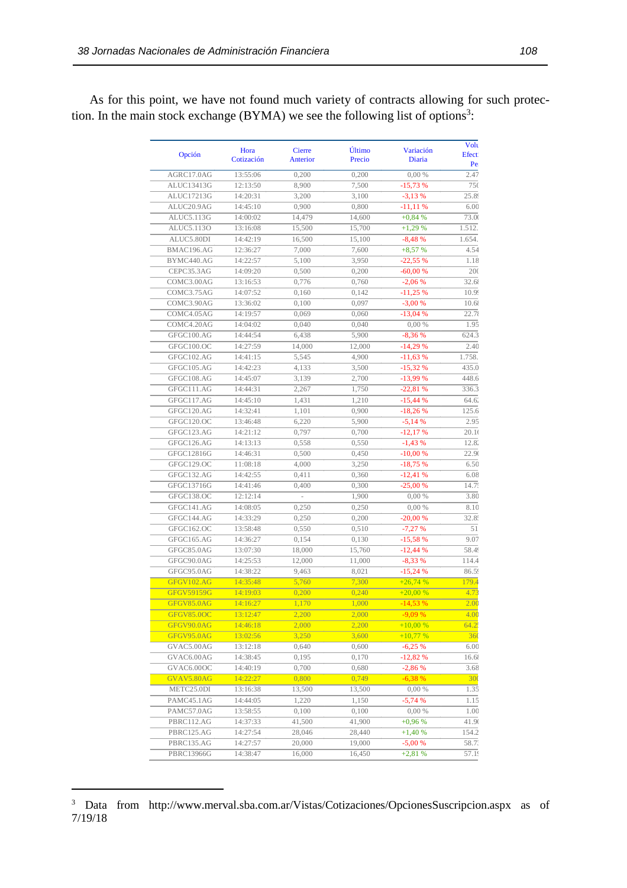As for this point, we have not found much variety of contracts allowing for such protection. In the main stock exchange (BYMA) we see the following list of options[3]:

| Opción | Hora Cotización | Cierre Anterior | Último Precio | Variación Diaria | Volu Efect Pe |
|---|---|---|---|---|---|
| AGRC17.0AG | 13:55:06 | 0,200 | 0,200 | 0,00 % | 2.47 |
| ALUC13413G | 12:13:50 | 8,900 | 7,500 | -15,73 % | 750 |
| ALUC17213G | 14:20:31 | 3,200 | 3,100 | -3,13 % | 25.8 |
| ALUC20.9AG | 14:45:10 | 0,900 | 0,800 | -11,11 % | 6.00 |
| ALUC5.113G | 14:00:02 | 14,479 | 14,600 | +0,84 % | 73.0 |
| ALUC5.113O | 13:16:08 | 15,500 | 15,700 | +1,29 % | 1.512. |
| ALUC5.80DI | 14:42:19 | 16,500 | 15,100 | -8,48 % | 1.654. |
| BMAC196.AG | 12:36:27 | 7,000 | 7,600 | +8,57 % | 4.54 |
| BYMC440.AG | 14:22:57 | 5,100 | 3,950 | -22,55 % | 1.18 |
| CEPC35.3AG | 14:09:20 | 0,500 | 0,200 | -60,00 % | 200 |
| COMC3.00AG | 13:16:53 | 0,776 | 0,760 | -2,06 % | 32.6 |
| COMC3.75AG | 14:07:52 | 0,160 | 0,142 | -11,25 % | 10.9 |
| COMC3.90AG | 13:36:02 | 0,100 | 0,097 | -3,00 % | 10.6 |
| COMC4.05AG | 14:19:57 | 0,069 | 0,060 | -13,04 % | 22.7 |
| COMC4.20AG | 14:04:02 | 0,040 | 0,040 | 0,00 % | 1.95 |
| GFGC100.AG | 14:44:54 | 6,438 | 5,900 | -8,36 % | 624.3 |
| GFGC100.OC | 14:27:59 | 14,000 | 12,000 | -14,29 % | 2.40 |
| GFGC102.AG | 14:41:15 | 5,545 | 4,900 | -11,63 % | 1.758. |
| GFGC105.AG | 14:42:23 | 4,133 | 3,500 | -15,32 % | 435.0 |
| GFGC108.AG | 14:45:07 | 3,139 | 2,700 | -13,99 % | 448.6 |
| GFGC111.AG | 14:44:31 | 2,267 | 1,750 | -22,81 % | 336.3 |
| GFGC117.AG | 14:45:10 | 1,431 | 1,210 | -15,44 % | 64.6 |
| GFGC120.AG | 14:32:41 | 1,101 | 0,900 | -18,26 % | 125.6 |
| GFGC120.OC | 13:46:48 | 6,220 | 5,900 | -5,14 % | 2.95 |
| GFGC123.AG | 14:21:12 | 0,797 | 0,700 | -12,17 % | 20.1 |
| GFGC126.AG | 14:13:13 | 0,558 | 0,550 | -1,43 % | 12.8 |
| GFGC12816G | 14:46:31 | 0,500 | 0,450 | -10,00 % | 22.9 |
| GFGC129.OC | 11:08:18 | 4,000 | 3,250 | -18,75 % | 6.50 |
| GFGC132.AG | 14:42:55 | 0,411 | 0,360 | -12,41 % | 6.08 |
| GFGC13716G | 14:41:46 | 0,400 | 0,300 | -25,00 % | 14.7 |
| GFGC138.OC | 12:12:14 | - | 1,900 | 0,00 % | 3.80 |
| GFGC141.AG | 14:08:05 | 0,250 | 0,250 | 0,00 % | 8.10 |
| GFGC144.AG | 14:33:29 | 0,250 | 0,200 | -20,00 % | 32.8 |
| GFGC162.OC | 13:58:48 | 0,550 | 0,510 | -7,27 % | 51 |
| GFGC165.AG | 14:36:27 | 0,154 | 0,130 | -15,58 % | 9.07 |
| GFGC85.0AG | 13:07:30 | 18,000 | 15,760 | -12,44 % | 58.4 |
| GFGC90.0AG | 14:25:53 | 12,000 | 11,000 | -8,33 % | 114.4 |
| GFGC95.0AG | 14:38:22 | 9,463 | 8,021 | -15,24 % | 86.5 |
| GFGV102.AG | 14:35:48 | 5,760 | 7,300 | +26,74 % | 179.4 |
| GFGV59159G | 14:19:03 | 0,200 | 0,240 | +20,00 % | 4.73 |
| GFGV85.0AG | 14:16:27 | 1,170 | 1,000 | -14,53 % | 2.00 |
| GFGV85.0OC | 13:12:47 | 2,200 | 2,000 | -9,09 % | 4.00 |
| GFGV90.0AG | 14:46:18 | 2,000 | 2,200 | +10,00 % | 64.2 |
| GFGV95.0AG | 13:02:56 | 3,250 | 3,600 | +10,77 % | 360 |
| GVAC5.00AG | 13:12:18 | 0,640 | 0,600 | -6,25 % | 6.00 |
| GVAC6.00AG | 14:38:45 | 0,195 | 0,170 | -12,82 % | 16.6 |
| GVAC6.00OC | 14:40:19 | 0,700 | 0,680 | -2,86 % | 3.68 |
| GVAV5.80AG | 14:22:27 | 0,800 | 0,749 | -6,38 % | 300 |
| METC25.0DI | 13:16:38 | 13,500 | 13,500 | 0,00 % | 1.35 |
| PAMC45.1AG | 14:44:05 | 1,220 | 1,150 | -5,74 % | 1.15 |
| PAMC57.0AG | 13:58:55 | 0,100 | 0,100 | 0,00 % | 1.00 |
| PBRC112.AG | 14:37:33 | 41,500 | 41,900 | +0,96 % | 41.9 |
| PBRC125.AG | 14:27:54 | 28,046 | 28,440 | +1,40 % | 154.2 |
| PBRC135.AG | 14:27:57 | 20,000 | 19,000 | -5,00 % | 58.7 |
| PBRC13966G | 14:38:47 | 16,000 | 16,450 | +2,81 % | 57.1 |

[3] Data from http://www.merval.sba.com.ar/Vistas/Cotizaciones/OpcionesSuscripcion.aspx as of 7/19/18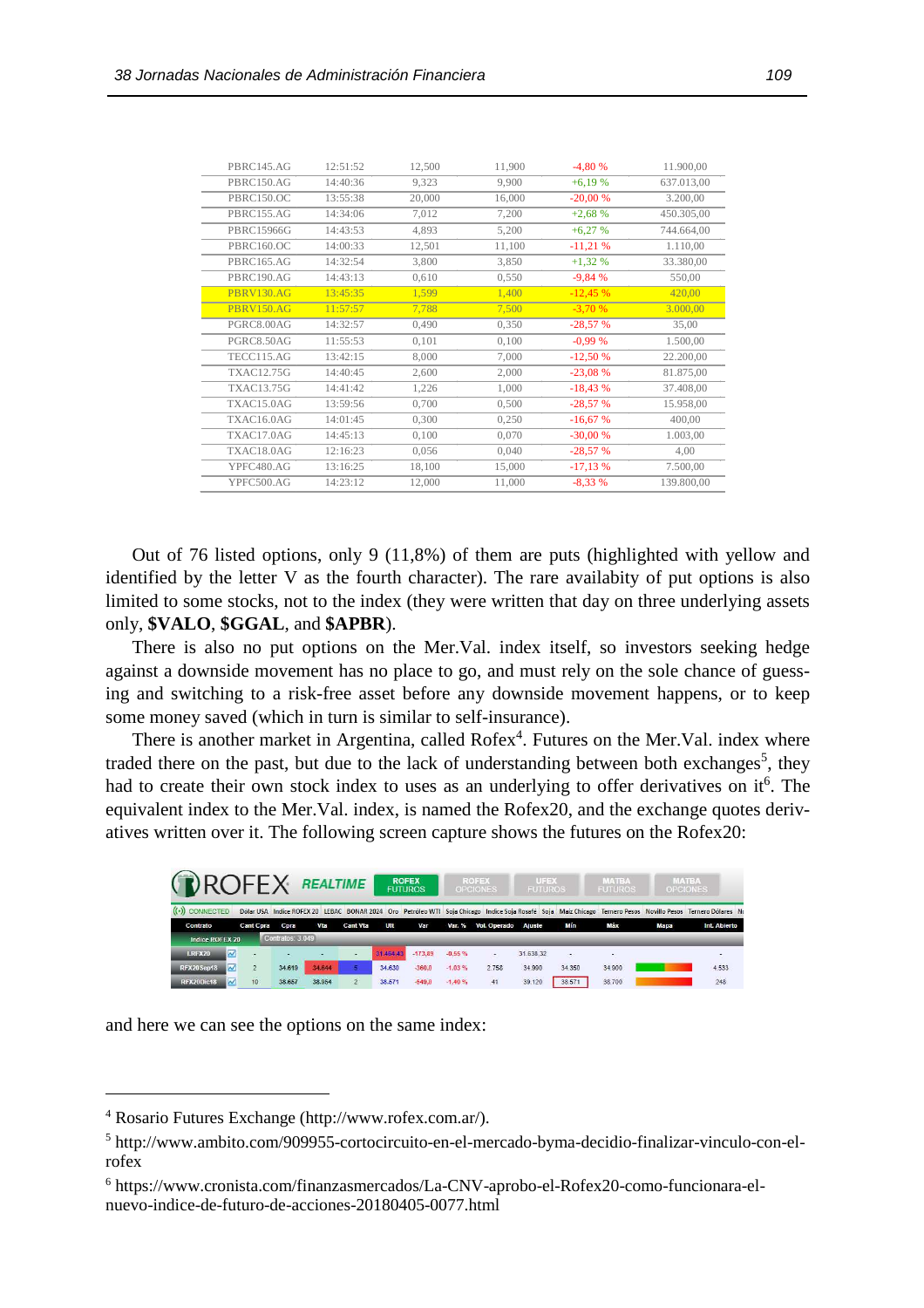| | | | | | |
|---|---|---|---|---|---|
| PBRC145.AG | 12:51:52 | 12,500 | 11,900 | -4,80 % | 11.900,00 |
| PBRC150.AG | 14:40:36 | 9,323 | 9,900 | +6,19 % | 637.013,00 |
| PBRC150.OC | 13:55:38 | 20,000 | 16,000 | -20,00 % | 3.200,00 |
| PBRC155.AG | 14:34:06 | 7,012 | 7,200 | +2,68 % | 450.305,00 |
| PBRC15966G | 14:43:53 | 4,893 | 5,200 | +6,27 % | 744.664,00 |
| PBRC160.OC | 14:00:33 | 12,501 | 11,100 | -11,21 % | 1.110,00 |
| PBRC165.AG | 14:32:54 | 3,800 | 3,850 | +1,32 % | 33.380,00 |
| PBRC190.AG | 14:43:13 | 0,610 | 0,550 | -9,84 % | 550,00 |
| PBRV130.AG | 13:45:35 | 1,599 | 1,400 | -12,45 % | 420,00 |
| PBRV150.AG | 11:57:57 | 7,788 | 7,500 | -3,70 % | 3.000,00 |
| PGRC8.00AG | 14:32:57 | 0,490 | 0,350 | -28,57 % | 35,00 |
| PGRC8.50AG | 11:55:53 | 0,101 | 0,100 | -0,99 % | 1.500,00 |
| TECC115.AG | 13:42:15 | 8,000 | 7,000 | -12,50 % | 22.200,00 |
| TXAC12.75G | 14:40:45 | 2,600 | 2,000 | -23,08 % | 81.875,00 |
| TXAC13.75G | 14:41:42 | 1,226 | 1,000 | -18,43 % | 37.408,00 |
| TXAC15.0AG | 13:59:56 | 0,700 | 0,500 | -28,57 % | 15.958,00 |
| TXAC16.0AG | 14:01:45 | 0,300 | 0,250 | -16,67 % | 400,00 |
| TXAC17.0AG | 14:45:13 | 0,100 | 0,070 | -30,00 % | 1.003,00 |
| TXAC18.0AG | 12:16:23 | 0,056 | 0,040 | -28,57 % | 4,00 |
| YPFC480.AG | 13:16:25 | 18,100 | 15,000 | -17,13 % | 7.500,00 |
| YPFC500.AG | 14:23:12 | 12,000 | 11,000 | -8,33 % | 139.800,00 |

Out of 76 listed options, only 9 (11,8%) of them are puts (highlighted with yellow and identified by the letter V as the fourth character). The rare availability of put options is also limited to some stocks, not to the index (they were written that day on three underlying assets only, **$VALO**, **$GGAL**, and **$APBR**).

There is also no put options on the Mer.Val. index itself, so investors seeking hedge against a downside movement has no place to go, and must rely on the sole chance of guessing and switching to a risk-free asset before any downside movement happens, or to keep some money saved (which in turn is similar to self-insurance).

There is another market in Argentina, called Rofex[4]. Futures on the Mer.Val. index where traded there on the past, but due to the lack of understanding between both exchanges[5], they had to create their own stock index to uses as an underlying to offer derivatives on it[6]. The equivalent index to the Mer.Val. index, is named the Rofex20, and the exchange quotes derivatives written over it. The following screen capture shows the futures on the Rofex20:

and here we can see the options on the same index:

[4] Rosario Futures Exchange (http://www.rofex.com.ar/).

[5] http://www.ambito.com/909955-cortocircuito-en-el-mercado-byma-decidio-finalizar-vinculo-con-el-rofex

[6] https://www.cronista.com/finanzasmercados/La-CNV-aprobo-el-Rofex20-como-funcionara-el-nuevo-indice-de-futuro-de-acciones-20180405-0077.html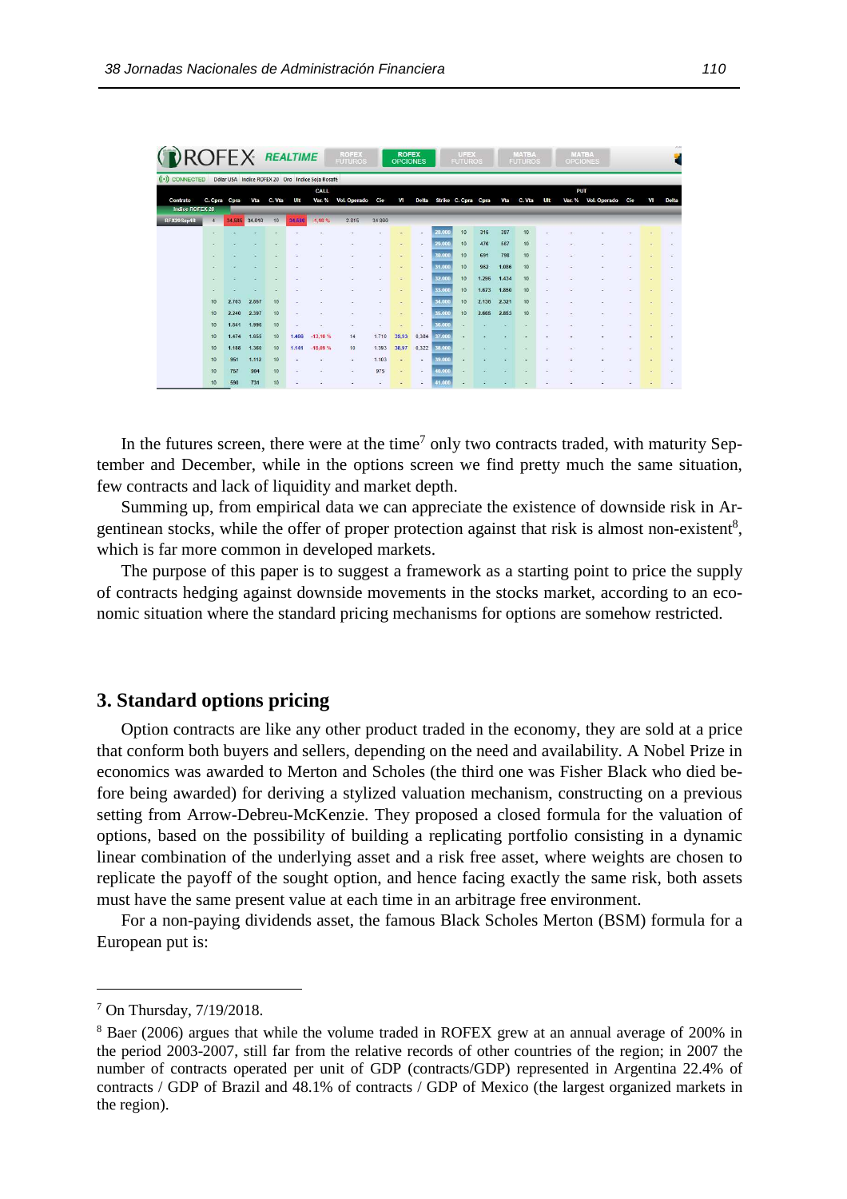ROFEX REALTIME | ROFEX FUTUROS | ROFEX OPCIONES | UFEX FUTUROS | MATBA FUTUROS | MATBA OPCIONES

CONNECTED | Dolar USA | Indice ROFEX 20 | Oro | Indice Soja Rosafé

| Contrato | CALL C. Cpra | Cpra | Vta | C. Vta | Ult | Var. % | Vol. Operado | Cie | VI | Delta | Strike | PUT C. Cpra | Cpra | Vta | C. Vta | Ult | Var. % | Vol. Operado | Cie | VI | Delta |
|---|---|---|---|---|---|---|---|---|---|---|---|---|---|---|---|---|---|---|---|---|---|
| Indice ROFEX 20 | | | | | | | | | | | | | | | | | | | | | |
| RFX20Sep18 | 4 | 34.585 | 34.610 | 10 | 34.600 | -1,18 % | 2.815 | 34.990 | | | | | | | | | | | | | |
| | - | - | - | - | - | - | - | - | - | - | 28.000 | 10 | 316 | 387 | 10 | - | - | - | - | - | - |
| | - | - | - | - | - | - | - | - | - | - | 29.000 | 10 | 476 | 567 | 10 | - | - | - | - | - | - |
| | - | - | - | - | - | - | - | - | - | - | 30.000 | 10 | 691 | 798 | 10 | - | - | - | - | - | - |
| | - | - | - | - | - | - | - | - | - | - | 31.000 | 10 | 962 | 1.086 | 10 | - | - | - | - | - | - |
| | - | - | - | - | - | - | - | - | - | - | 32.000 | 10 | 1.296 | 1.434 | 10 | - | - | - | - | - | - |
| | - | - | - | - | - | - | - | - | - | - | 33.000 | 10 | 1.673 | 1.850 | 10 | - | - | - | - | - | - |
| | 10 | 2.703 | 2.867 | 10 | - | - | - | - | - | - | 34.000 | 10 | 2.130 | 2.321 | 10 | - | - | - | - | - | - |
| | 10 | 2.240 | 2.397 | 10 | - | - | - | - | - | - | 35.000 | 10 | 2.665 | 2.853 | 10 | - | - | - | - | - | - |
| | 10 | 1.841 | 1.996 | 10 | - | - | - | - | - | - | 36.000 | - | - | - | - | - | - | - | - | - | - |
| | 10 | 1.474 | 1.655 | 10 | 1.488 | -13,10 % | 14 | 1.710 | 39,93 | 0,384 | 37.000 | - | - | - | - | - | - | - | - | - | - |
| | 10 | 1.186 | 1.360 | 10 | 1.161 | -18,09 % | 10 | 1.393 | 36,97 | 0,322 | 38.000 | - | - | - | - | - | - | - | - | - | - |
| | 10 | 951 | 1.112 | 10 | - | - | - | 1.103 | - | - | 39.000 | - | - | - | - | - | - | - | - | - | - |
| | 10 | 757 | 904 | 10 | - | - | - | 975 | - | - | 40.000 | - | - | - | - | - | - | - | - | - | - |
| | 10 | 598 | 731 | 10 | - | - | - | - | - | - | 41.000 | - | - | - | - | - | - | - | - | - | - |

In the futures screen, there were at the time[7] only two contracts traded, with maturity September and December, while in the options screen we find pretty much the same situation, few contracts and lack of liquidity and market depth.

Summing up, from empirical data we can appreciate the existence of downside risk in Argentinean stocks, while the offer of proper protection against that risk is almost non-existent[8], which is far more common in developed markets.

The purpose of this paper is to suggest a framework as a starting point to price the supply of contracts hedging against downside movements in the stocks market, according to an economic situation where the standard pricing mechanisms for options are somehow restricted.

## 3. Standard options pricing

Option contracts are like any other product traded in the economy, they are sold at a price that conform both buyers and sellers, depending on the need and availability. A Nobel Prize in economics was awarded to Merton and Scholes (the third one was Fisher Black who died before being awarded) for deriving a stylized valuation mechanism, constructing on a previous setting from Arrow-Debreu-McKenzie. They proposed a closed formula for the valuation of options, based on the possibility of building a replicating portfolio consisting in a dynamic linear combination of the underlying asset and a risk free asset, where weights are chosen to replicate the payoff of the sought option, and hence facing exactly the same risk, both assets must have the same present value at each time in an arbitrage free environment.

For a non-paying dividends asset, the famous Black Scholes Merton (BSM) formula for a European put is:

---

[7] On Thursday, 7/19/2018.

[8] Baer (2006) argues that while the volume traded in ROFEX grew at an annual average of 200% in the period 2003-2007, still far from the relative records of other countries of the region; in 2007 the number of contracts operated per unit of GDP (contracts/GDP) represented in Argentina 22.4% of contracts / GDP of Brazil and 48.1% of contracts / GDP of Mexico (the largest organized markets in the region).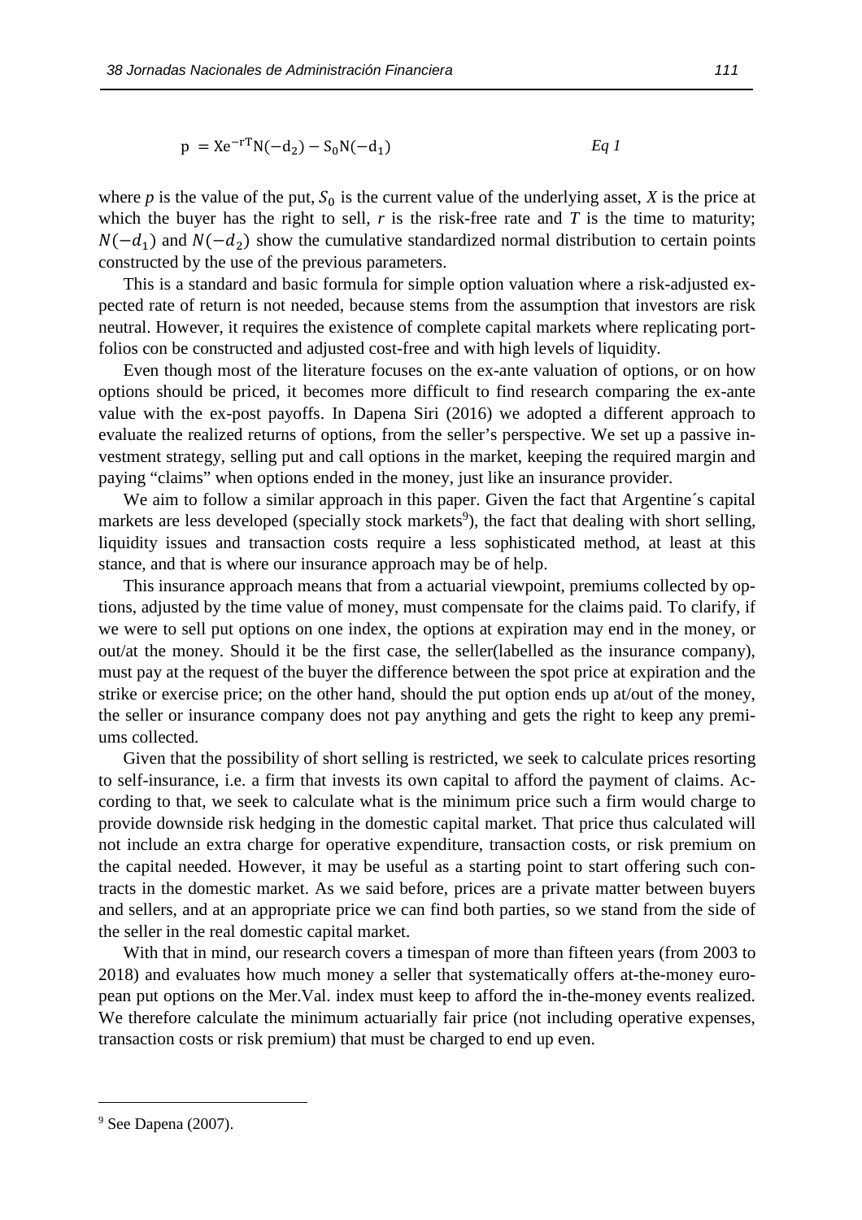$$p = Xe^{-rT}N(-d_2) - S_0N(-d_1) \qquad \textit{Eq 1}$$

where $p$ is the value of the put, $S_0$ is the current value of the underlying asset, $X$ is the price at which the buyer has the right to sell, $r$ is the risk-free rate and $T$ is the time to maturity; $N(-d_1)$ and $N(-d_2)$ show the cumulative standardized normal distribution to certain points constructed by the use of the previous parameters.

This is a standard and basic formula for simple option valuation where a risk-adjusted expected rate of return is not needed, because stems from the assumption that investors are risk neutral. However, it requires the existence of complete capital markets where replicating portfolios con be constructed and adjusted cost-free and with high levels of liquidity.

Even though most of the literature focuses on the ex-ante valuation of options, or on how options should be priced, it becomes more difficult to find research comparing the ex-ante value with the ex-post payoffs. In Dapena Siri (2016) we adopted a different approach to evaluate the realized returns of options, from the seller's perspective. We set up a passive investment strategy, selling put and call options in the market, keeping the required margin and paying "claims" when options ended in the money, just like an insurance provider.

We aim to follow a similar approach in this paper. Given the fact that Argentine´s capital markets are less developed (specially stock markets[9]), the fact that dealing with short selling, liquidity issues and transaction costs require a less sophisticated method, at least at this stance, and that is where our insurance approach may be of help.

This insurance approach means that from a actuarial viewpoint, premiums collected by options, adjusted by the time value of money, must compensate for the claims paid. To clarify, if we were to sell put options on one index, the options at expiration may end in the money, or out/at the money. Should it be the first case, the seller(labelled as the insurance company), must pay at the request of the buyer the difference between the spot price at expiration and the strike or exercise price; on the other hand, should the put option ends up at/out of the money, the seller or insurance company does not pay anything and gets the right to keep any premiums collected.

Given that the possibility of short selling is restricted, we seek to calculate prices resorting to self-insurance, i.e. a firm that invests its own capital to afford the payment of claims. According to that, we seek to calculate what is the minimum price such a firm would charge to provide downside risk hedging in the domestic capital market. That price thus calculated will not include an extra charge for operative expenditure, transaction costs, or risk premium on the capital needed. However, it may be useful as a starting point to start offering such contracts in the domestic market. As we said before, prices are a private matter between buyers and sellers, and at an appropriate price we can find both parties, so we stand from the side of the seller in the real domestic capital market.

With that in mind, our research covers a timespan of more than fifteen years (from 2003 to 2018) and evaluates how much money a seller that systematically offers at-the-money european put options on the Mer.Val. index must keep to afford the in-the-money events realized. We therefore calculate the minimum actuarially fair price (not including operative expenses, transaction costs or risk premium) that must be charged to end up even.

---

[9] See Dapena (2007).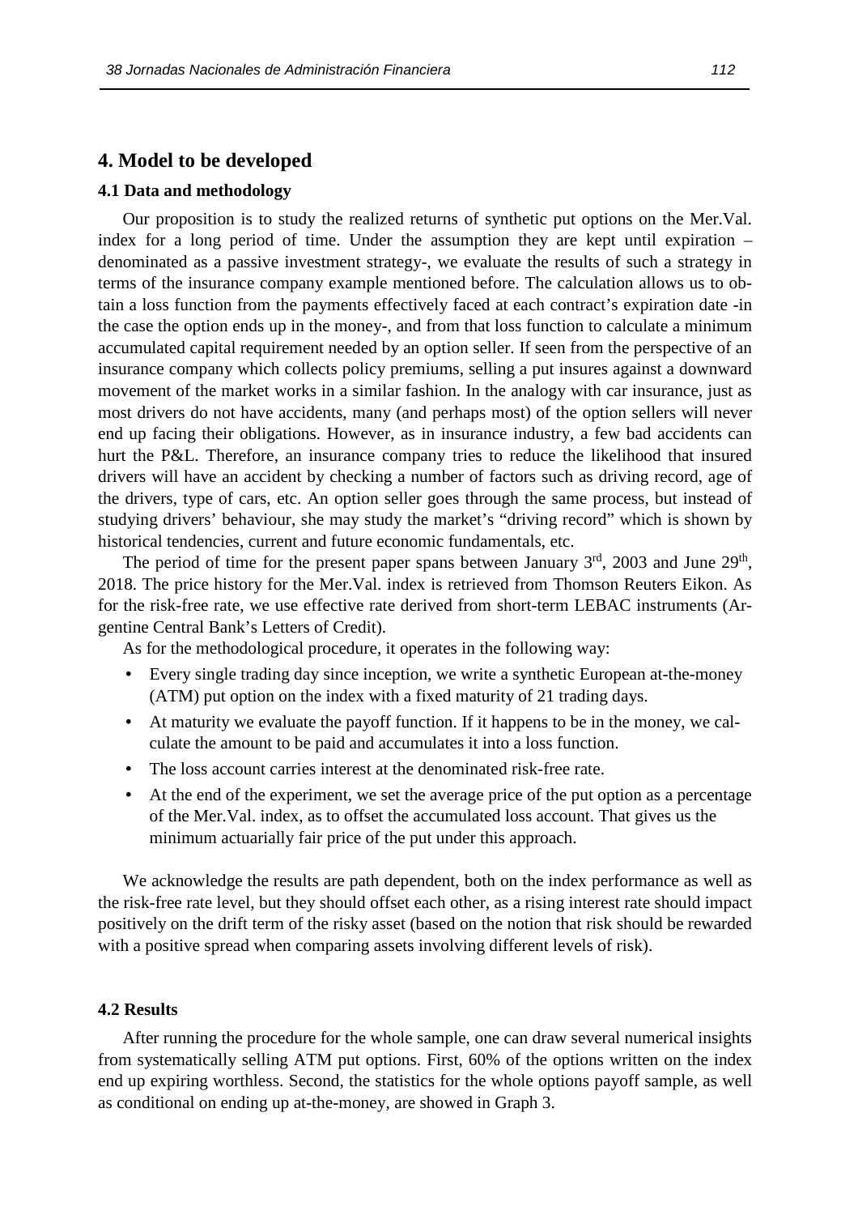## 4. Model to be developed

### 4.1 Data and methodology

Our proposition is to study the realized returns of synthetic put options on the Mer.Val. index for a long period of time. Under the assumption they are kept until expiration –denominated as a passive investment strategy-, we evaluate the results of such a strategy in terms of the insurance company example mentioned before. The calculation allows us to obtain a loss function from the payments effectively faced at each contract's expiration date -in the case the option ends up in the money-, and from that loss function to calculate a minimum accumulated capital requirement needed by an option seller. If seen from the perspective of an insurance company which collects policy premiums, selling a put insures against a downward movement of the market works in a similar fashion. In the analogy with car insurance, just as most drivers do not have accidents, many (and perhaps most) of the option sellers will never end up facing their obligations. However, as in insurance industry, a few bad accidents can hurt the P&L. Therefore, an insurance company tries to reduce the likelihood that insured drivers will have an accident by checking a number of factors such as driving record, age of the drivers, type of cars, etc. An option seller goes through the same process, but instead of studying drivers' behaviour, she may study the market's "driving record" which is shown by historical tendencies, current and future economic fundamentals, etc.

The period of time for the present paper spans between January 3rd, 2003 and June 29th, 2018. The price history for the Mer.Val. index is retrieved from Thomson Reuters Eikon. As for the risk-free rate, we use effective rate derived from short-term LEBAC instruments (Argentine Central Bank's Letters of Credit).

As for the methodological procedure, it operates in the following way:

- Every single trading day since inception, we write a synthetic European at-the-money (ATM) put option on the index with a fixed maturity of 21 trading days.
- At maturity we evaluate the payoff function. If it happens to be in the money, we calculate the amount to be paid and accumulates it into a loss function.
- The loss account carries interest at the denominated risk-free rate.
- At the end of the experiment, we set the average price of the put option as a percentage of the Mer.Val. index, as to offset the accumulated loss account. That gives us the minimum actuarially fair price of the put under this approach.

We acknowledge the results are path dependent, both on the index performance as well as the risk-free rate level, but they should offset each other, as a rising interest rate should impact positively on the drift term of the risky asset (based on the notion that risk should be rewarded with a positive spread when comparing assets involving different levels of risk).

### 4.2 Results

After running the procedure for the whole sample, one can draw several numerical insights from systematically selling ATM put options. First, 60% of the options written on the index end up expiring worthless. Second, the statistics for the whole options payoff sample, as well as conditional on ending up at-the-money, are showed in Graph 3.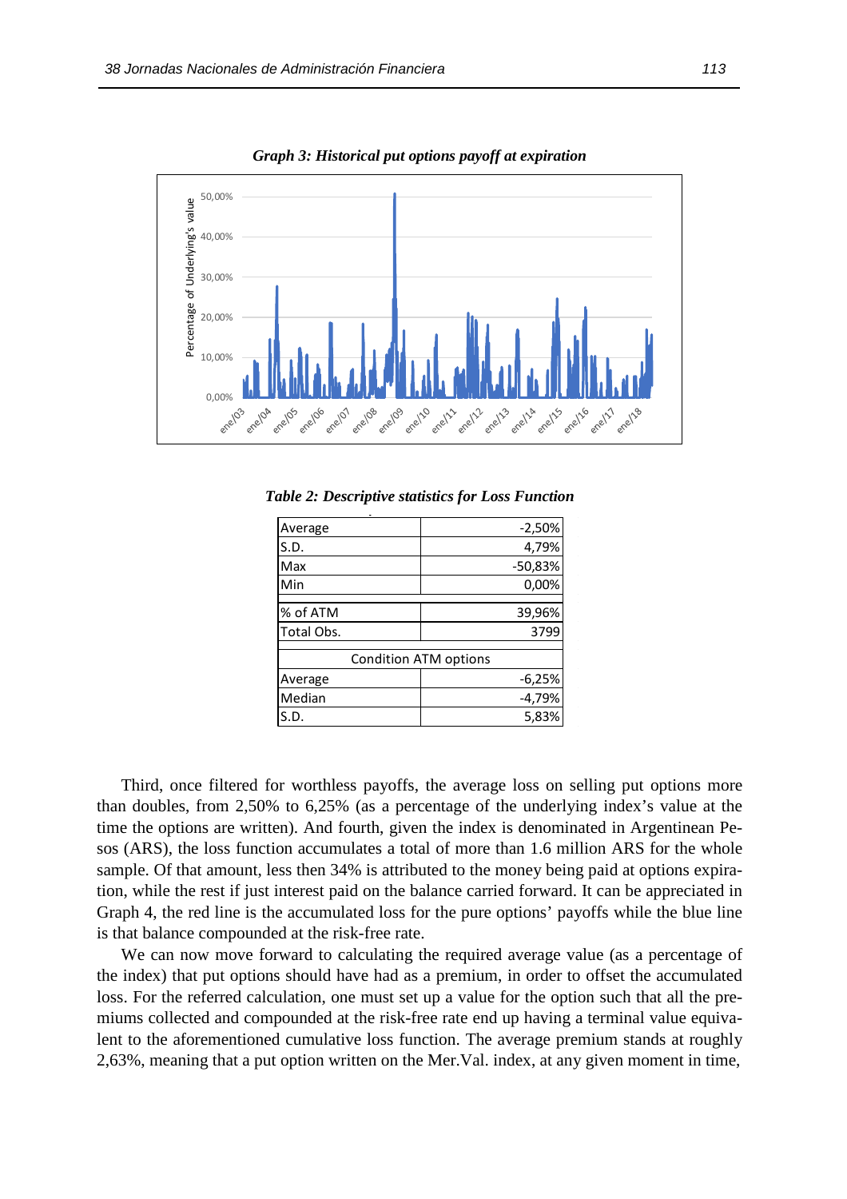***Graph 3: Historical put options payoff at expiration***

***Table 2: Descriptive statistics for Loss Function***

| | |
|---|---|
| Average | -2,50% |
| S.D. | 4,79% |
| Max | -50,83% |
| Min | 0,00% |
| % of ATM | 39,96% |
| Total Obs. | 3799 |
| Condition ATM options | |
| Average | -6,25% |
| Median | -4,79% |
| S.D. | 5,83% |

Third, once filtered for worthless payoffs, the average loss on selling put options more than doubles, from 2,50% to 6,25% (as a percentage of the underlying index's value at the time the options are written). And fourth, given the index is denominated in Argentinean Pesos (ARS), the loss function accumulates a total of more than 1.6 million ARS for the whole sample. Of that amount, less then 34% is attributed to the money being paid at options expiration, while the rest if just interest paid on the balance carried forward. It can be appreciated in Graph 4, the red line is the accumulated loss for the pure options' payoffs while the blue line is that balance compounded at the risk-free rate.

We can now move forward to calculating the required average value (as a percentage of the index) that put options should have had as a premium, in order to offset the accumulated loss. For the referred calculation, one must set up a value for the option such that all the premiums collected and compounded at the risk-free rate end up having a terminal value equivalent to the aforementioned cumulative loss function. The average premium stands at roughly 2,63%, meaning that a put option written on the Mer.Val. index, at any given moment in time,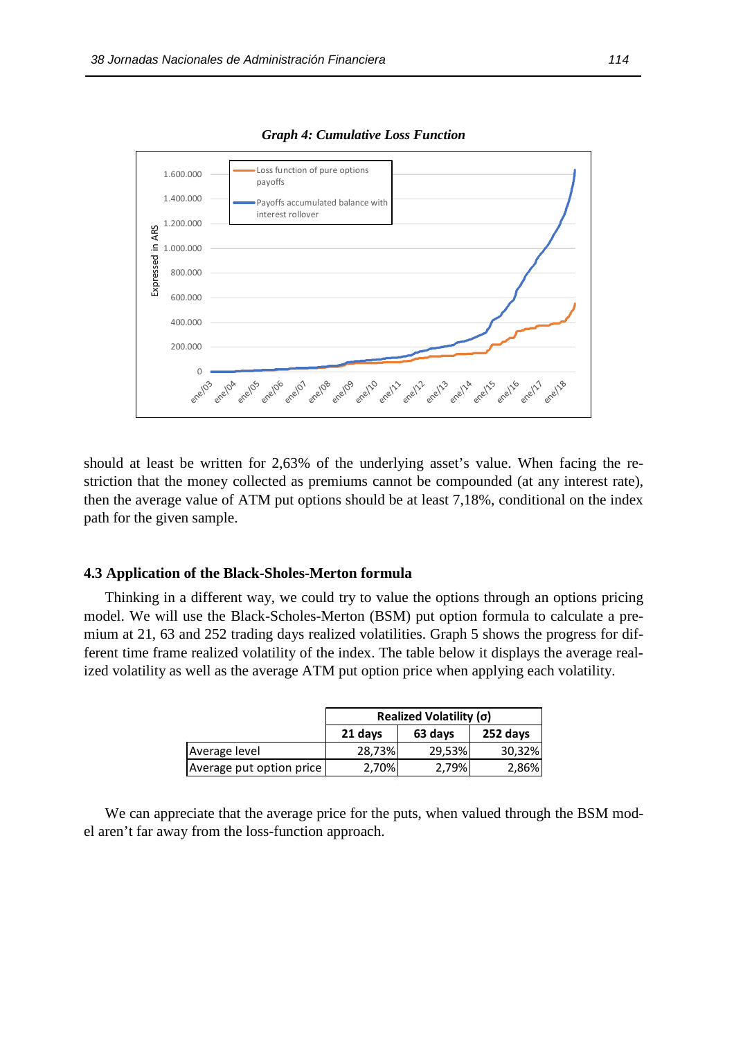***Graph 4: Cumulative Loss Function***

should at least be written for 2,63% of the underlying asset's value. When facing the restriction that the money collected as premiums cannot be compounded (at any interest rate), then the average value of ATM put options should be at least 7,18%, conditional on the index path for the given sample.

### 4.3 Application of the Black-Sholes-Merton formula

Thinking in a different way, we could try to value the options through an options pricing model. We will use the Black-Scholes-Merton (BSM) put option formula to calculate a premium at 21, 63 and 252 trading days realized volatilities. Graph 5 shows the progress for different time frame realized volatility of the index. The table below it displays the average realized volatility as well as the average ATM put option price when applying each volatility.

| | Realized Volatility (σ) | | |
|---|---|---|---|
| | 21 days | 63 days | 252 days |
| Average level | 28,73% | 29,53% | 30,32% |
| Average put option price | 2,70% | 2,79% | 2,86% |

We can appreciate that the average price for the puts, when valued through the BSM model aren't far away from the loss-function approach.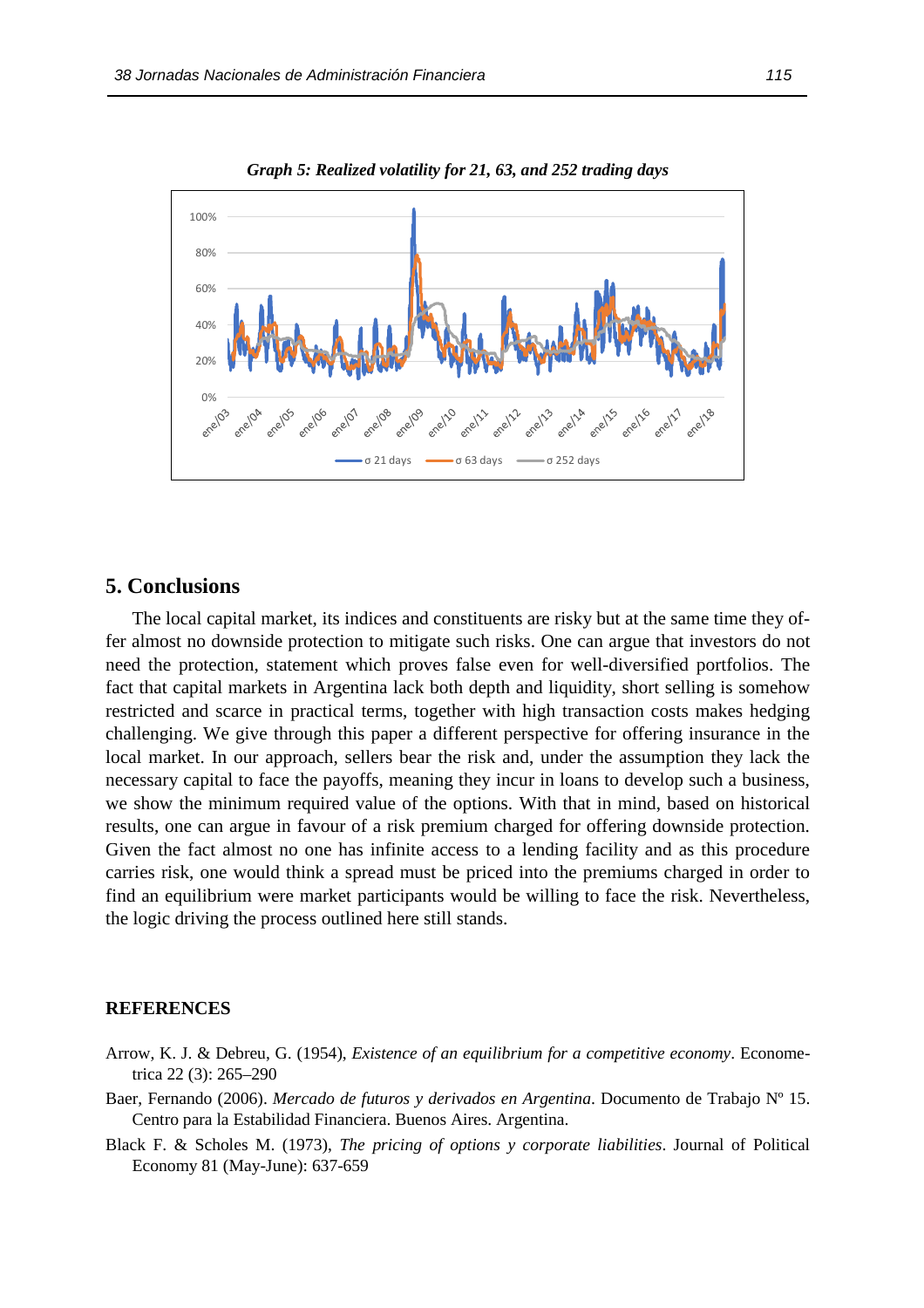*Graph 5: Realized volatility for 21, 63, and 252 trading days*

## 5. Conclusions

The local capital market, its indices and constituents are risky but at the same time they offer almost no downside protection to mitigate such risks. One can argue that investors do not need the protection, statement which proves false even for well-diversified portfolios. The fact that capital markets in Argentina lack both depth and liquidity, short selling is somehow restricted and scarce in practical terms, together with high transaction costs makes hedging challenging. We give through this paper a different perspective for offering insurance in the local market. In our approach, sellers bear the risk and, under the assumption they lack the necessary capital to face the payoffs, meaning they incur in loans to develop such a business, we show the minimum required value of the options. With that in mind, based on historical results, one can argue in favour of a risk premium charged for offering downside protection. Given the fact almost no one has infinite access to a lending facility and as this procedure carries risk, one would think a spread must be priced into the premiums charged in order to find an equilibrium were market participants would be willing to face the risk. Nevertheless, the logic driving the process outlined here still stands.

## REFERENCES

Arrow, K. J. & Debreu, G. (1954), *Existence of an equilibrium for a competitive economy*. Econometrica 22 (3): 265–290

Baer, Fernando (2006). *Mercado de futuros y derivados en Argentina*. Documento de Trabajo Nº 15. Centro para la Estabilidad Financiera. Buenos Aires. Argentina.

Black F. & Scholes M. (1973), *The pricing of options y corporate liabilities*. Journal of Political Economy 81 (May-June): 637-659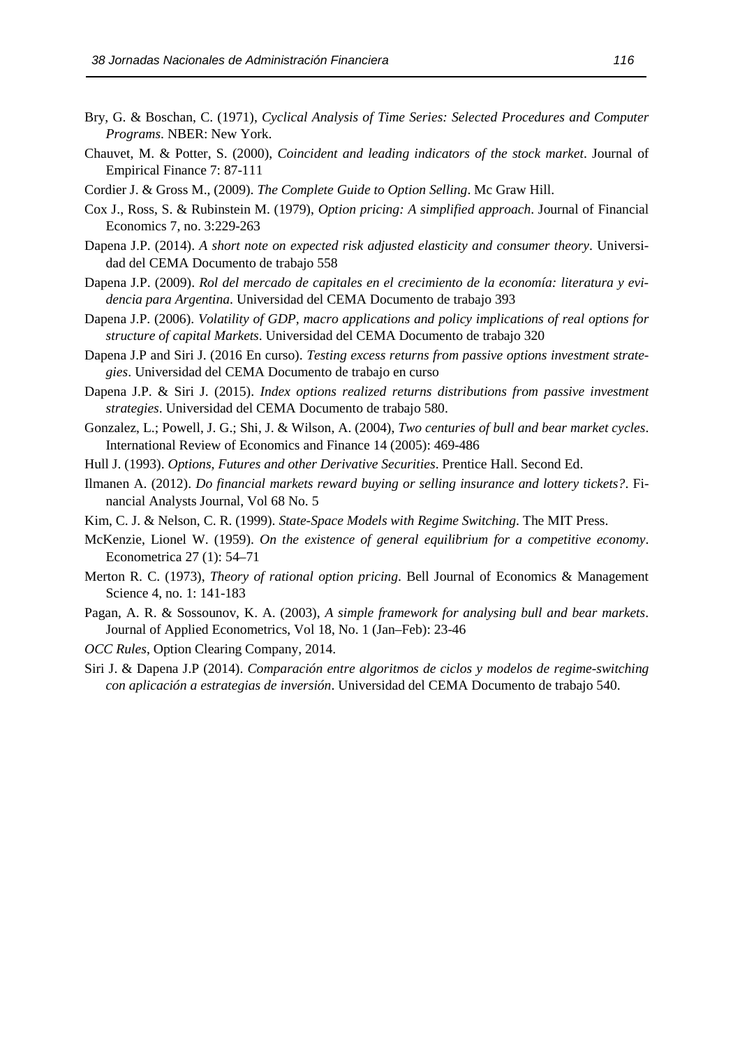Bry, G. & Boschan, C. (1971), *Cyclical Analysis of Time Series: Selected Procedures and Computer Programs*. NBER: New York.

Chauvet, M. & Potter, S. (2000), *Coincident and leading indicators of the stock market*. Journal of Empirical Finance 7: 87-111

Cordier J. & Gross M., (2009). *The Complete Guide to Option Selling*. Mc Graw Hill.

Cox J., Ross, S. & Rubinstein M. (1979), *Option pricing: A simplified approach*. Journal of Financial Economics 7, no. 3:229-263

Dapena J.P. (2014). *A short note on expected risk adjusted elasticity and consumer theory*. Universidad del CEMA Documento de trabajo 558

Dapena J.P. (2009). *Rol del mercado de capitales en el crecimiento de la economía: literatura y evidencia para Argentina*. Universidad del CEMA Documento de trabajo 393

Dapena J.P. (2006). *Volatility of GDP, macro applications and policy implications of real options for structure of capital Markets*. Universidad del CEMA Documento de trabajo 320

Dapena J.P and Siri J. (2016 En curso). *Testing excess returns from passive options investment strategies*. Universidad del CEMA Documento de trabajo en curso

Dapena J.P. & Siri J. (2015). *Index options realized returns distributions from passive investment strategies*. Universidad del CEMA Documento de trabajo 580.

Gonzalez, L.; Powell, J. G.; Shi, J. & Wilson, A. (2004), *Two centuries of bull and bear market cycles*. International Review of Economics and Finance 14 (2005): 469-486

Hull J. (1993). *Options, Futures and other Derivative Securities*. Prentice Hall. Second Ed.

Ilmanen A. (2012). *Do financial markets reward buying or selling insurance and lottery tickets?*. Financial Analysts Journal, Vol 68 No. 5

Kim, C. J. & Nelson, C. R. (1999). *State-Space Models with Regime Switching*. The MIT Press.

McKenzie, Lionel W. (1959). *On the existence of general equilibrium for a competitive economy*. Econometrica 27 (1): 54–71

Merton R. C. (1973), *Theory of rational option pricing*. Bell Journal of Economics & Management Science 4, no. 1: 141-183

Pagan, A. R. & Sossounov, K. A. (2003), *A simple framework for analysing bull and bear markets*. Journal of Applied Econometrics, Vol 18, No. 1 (Jan–Feb): 23-46

*OCC Rules*, Option Clearing Company, 2014.

Siri J. & Dapena J.P (2014). *Comparación entre algoritmos de ciclos y modelos de regime-switching con aplicación a estrategias de inversión*. Universidad del CEMA Documento de trabajo 540.